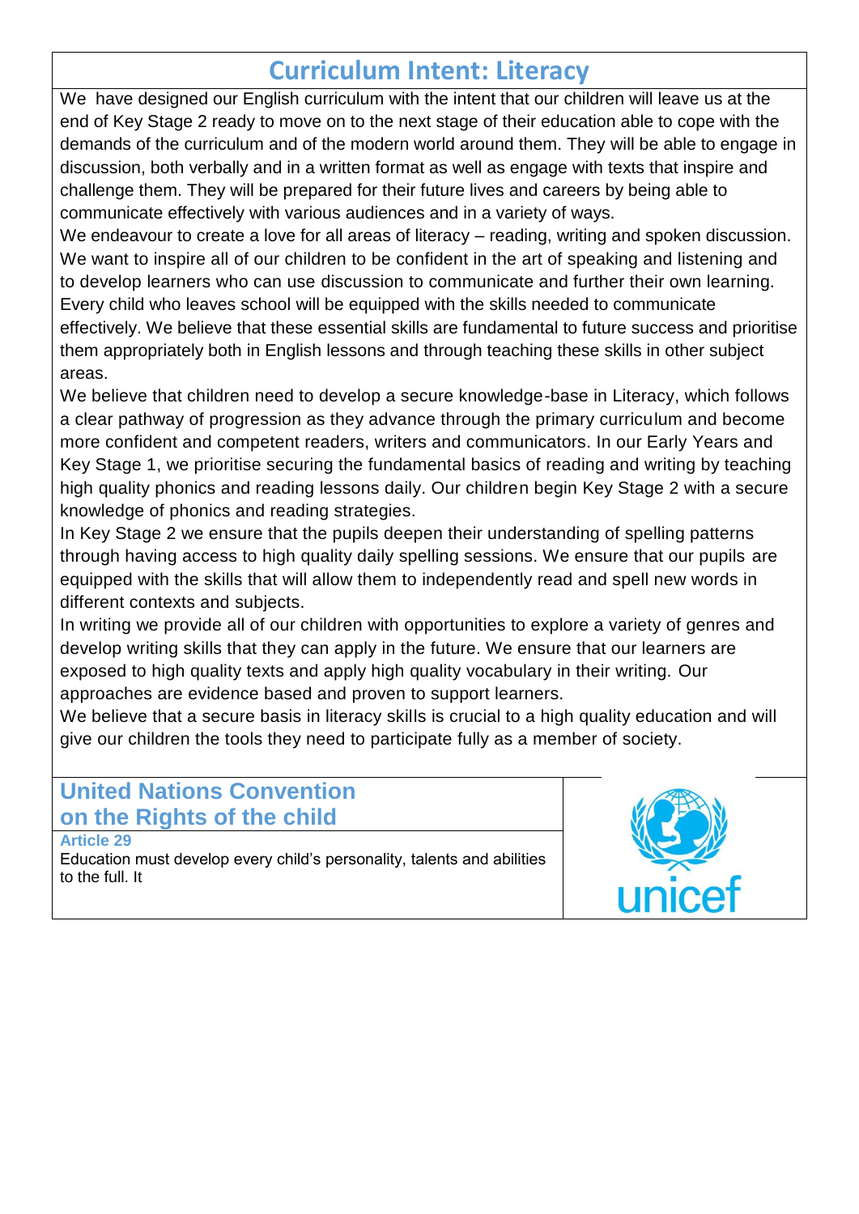# Curriculum Intent: Literacy

We have designed our English curriculum with the intent that our children will leave us at the end of Key Stage 2 ready to move on to the next stage of their education able to cope with the demands of the curriculum and of the modern world around them. They will be able to engage in discussion, both verbally and in a written format as well as engage with texts that inspire and challenge them. They will be prepared for their future lives and careers by being able to communicate effectively with various audiences and in a variety of ways.

We endeavour to create a love for all areas of literacy – reading, writing and spoken discussion. We want to inspire all of our children to be confident in the art of speaking and listening and to develop learners who can use discussion to communicate and further their own learning. Every child who leaves school will be equipped with the skills needed to communicate effectively. We believe that these essential skills are fundamental to future success and prioritise them appropriately both in English lessons and through teaching these skills in other subject areas.

We believe that children need to develop a secure knowledge-base in Literacy, which follows a clear pathway of progression as they advance through the primary curriculum and become more confident and competent readers, writers and communicators. In our Early Years and Key Stage 1, we prioritise securing the fundamental basics of reading and writing by teaching high quality phonics and reading lessons daily. Our children begin Key Stage 2 with a secure knowledge of phonics and reading strategies.

In Key Stage 2 we ensure that the pupils deepen their understanding of spelling patterns through having access to high quality daily spelling sessions. We ensure that our pupils are equipped with the skills that will allow them to independently read and spell new words in different contexts and subjects.

In writing we provide all of our children with opportunities to explore a variety of genres and develop writing skills that they can apply in the future. We ensure that our learners are exposed to high quality texts and apply high quality vocabulary in their writing. Our approaches are evidence based and proven to support learners.

We believe that a secure basis in literacy skills is crucial to a high quality education and will give our children the tools they need to participate fully as a member of society.

## United Nations Convention on the Rights of the child

**Article 29**

Education must develop every child's personality, talents and abilities to the full. It

unicef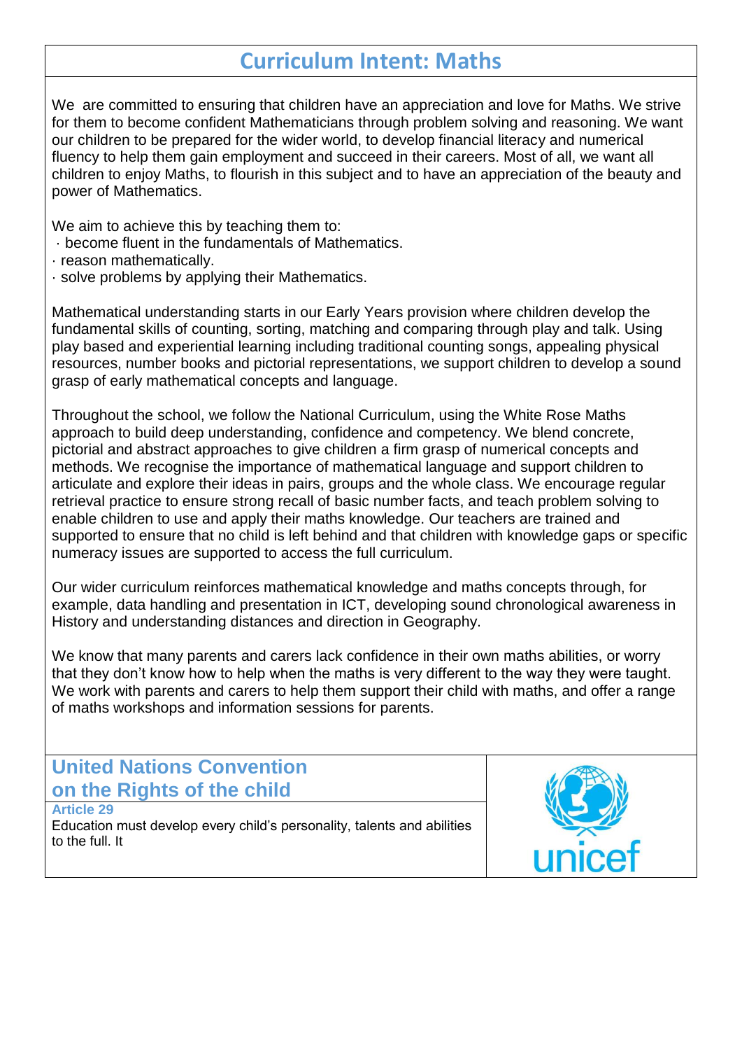# Curriculum Intent: Maths

We are committed to ensuring that children have an appreciation and love for Maths. We strive for them to become confident Mathematicians through problem solving and reasoning. We want our children to be prepared for the wider world, to develop financial literacy and numerical fluency to help them gain employment and succeed in their careers. Most of all, we want all children to enjoy Maths, to flourish in this subject and to have an appreciation of the beauty and power of Mathematics.

We aim to achieve this by teaching them to:

- become fluent in the fundamentals of Mathematics.
- reason mathematically.
- solve problems by applying their Mathematics.

Mathematical understanding starts in our Early Years provision where children develop the fundamental skills of counting, sorting, matching and comparing through play and talk. Using play based and experiential learning including traditional counting songs, appealing physical resources, number books and pictorial representations, we support children to develop a sound grasp of early mathematical concepts and language.

Throughout the school, we follow the National Curriculum, using the White Rose Maths approach to build deep understanding, confidence and competency. We blend concrete, pictorial and abstract approaches to give children a firm grasp of numerical concepts and methods. We recognise the importance of mathematical language and support children to articulate and explore their ideas in pairs, groups and the whole class. We encourage regular retrieval practice to ensure strong recall of basic number facts, and teach problem solving to enable children to use and apply their maths knowledge. Our teachers are trained and supported to ensure that no child is left behind and that children with knowledge gaps or specific numeracy issues are supported to access the full curriculum.

Our wider curriculum reinforces mathematical knowledge and maths concepts through, for example, data handling and presentation in ICT, developing sound chronological awareness in History and understanding distances and direction in Geography.

We know that many parents and carers lack confidence in their own maths abilities, or worry that they don't know how to help when the maths is very different to the way they were taught. We work with parents and carers to help them support their child with maths, and offer a range of maths workshops and information sessions for parents.

## United Nations Convention on the Rights of the child

**Article 29**

Education must develop every child's personality, talents and abilities to the full. It

unicef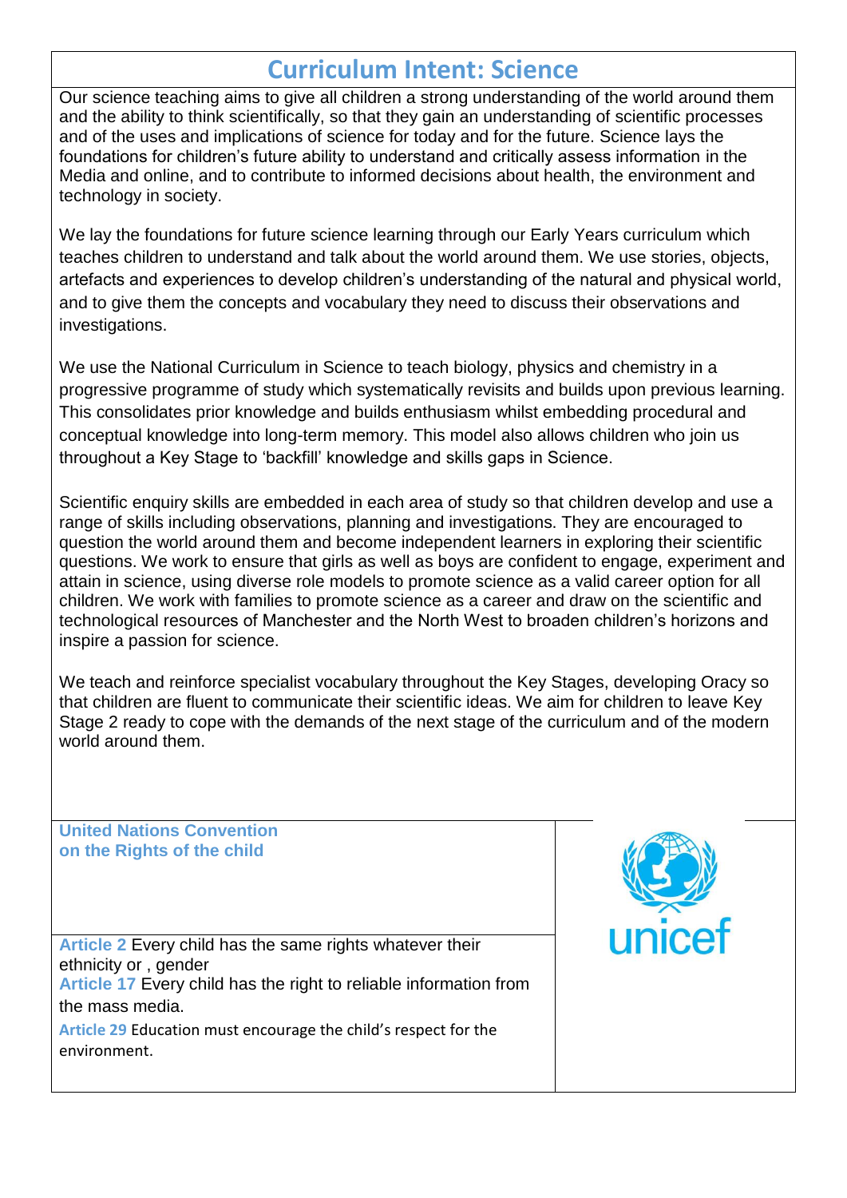# Curriculum Intent: Science

Our science teaching aims to give all children a strong understanding of the world around them and the ability to think scientifically, so that they gain an understanding of scientific processes and of the uses and implications of science for today and for the future. Science lays the foundations for children's future ability to understand and critically assess information in the Media and online, and to contribute to informed decisions about health, the environment and technology in society.

We lay the foundations for future science learning through our Early Years curriculum which teaches children to understand and talk about the world around them. We use stories, objects, artefacts and experiences to develop children's understanding of the natural and physical world, and to give them the concepts and vocabulary they need to discuss their observations and investigations.

We use the National Curriculum in Science to teach biology, physics and chemistry in a progressive programme of study which systematically revisits and builds upon previous learning. This consolidates prior knowledge and builds enthusiasm whilst embedding procedural and conceptual knowledge into long-term memory. This model also allows children who join us throughout a Key Stage to 'backfill' knowledge and skills gaps in Science.

Scientific enquiry skills are embedded in each area of study so that children develop and use a range of skills including observations, planning and investigations. They are encouraged to question the world around them and become independent learners in exploring their scientific questions. We work to ensure that girls as well as boys are confident to engage, experiment and attain in science, using diverse role models to promote science as a valid career option for all children. We work with families to promote science as a career and draw on the scientific and technological resources of Manchester and the North West to broaden children's horizons and inspire a passion for science.

We teach and reinforce specialist vocabulary throughout the Key Stages, developing Oracy so that children are fluent to communicate their scientific ideas. We aim for children to leave Key Stage 2 ready to cope with the demands of the next stage of the curriculum and of the modern world around them.

**United Nations Convention on the Rights of the child**

**Article 2** Every child has the same rights whatever their ethnicity or , gender

**Article 17** Every child has the right to reliable information from the mass media.

**Article 29** Education must encourage the child's respect for the environment.

unicef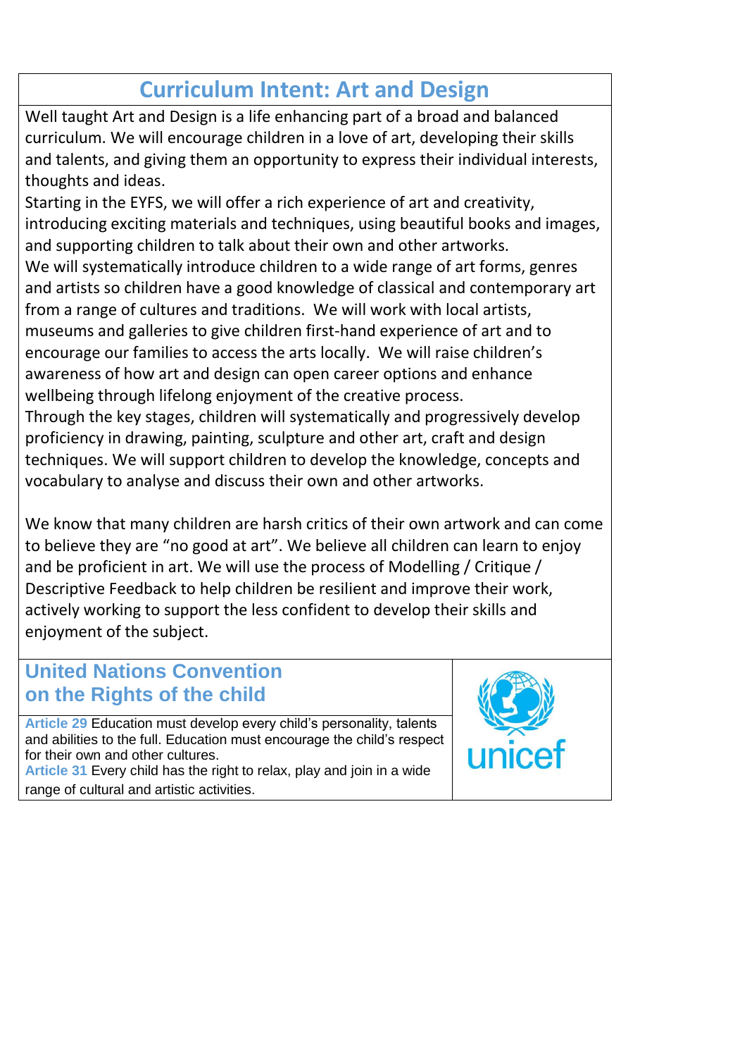# Curriculum Intent: Art and Design

Well taught Art and Design is a life enhancing part of a broad and balanced curriculum. We will encourage children in a love of art, developing their skills and talents, and giving them an opportunity to express their individual interests, thoughts and ideas.

Starting in the EYFS, we will offer a rich experience of art and creativity, introducing exciting materials and techniques, using beautiful books and images, and supporting children to talk about their own and other artworks.

We will systematically introduce children to a wide range of art forms, genres and artists so children have a good knowledge of classical and contemporary art from a range of cultures and traditions. We will work with local artists, museums and galleries to give children first-hand experience of art and to encourage our families to access the arts locally. We will raise children's awareness of how art and design can open career options and enhance wellbeing through lifelong enjoyment of the creative process.

Through the key stages, children will systematically and progressively develop proficiency in drawing, painting, sculpture and other art, craft and design techniques. We will support children to develop the knowledge, concepts and vocabulary to analyse and discuss their own and other artworks.

We know that many children are harsh critics of their own artwork and can come to believe they are "no good at art". We believe all children can learn to enjoy and be proficient in art. We will use the process of Modelling / Critique / Descriptive Feedback to help children be resilient and improve their work, actively working to support the less confident to develop their skills and enjoyment of the subject.

## United Nations Convention on the Rights of the child

**Article 29** Education must develop every child's personality, talents and abilities to the full. Education must encourage the child's respect for their own and other cultures.

**Article 31** Every child has the right to relax, play and join in a wide range of cultural and artistic activities.

unicef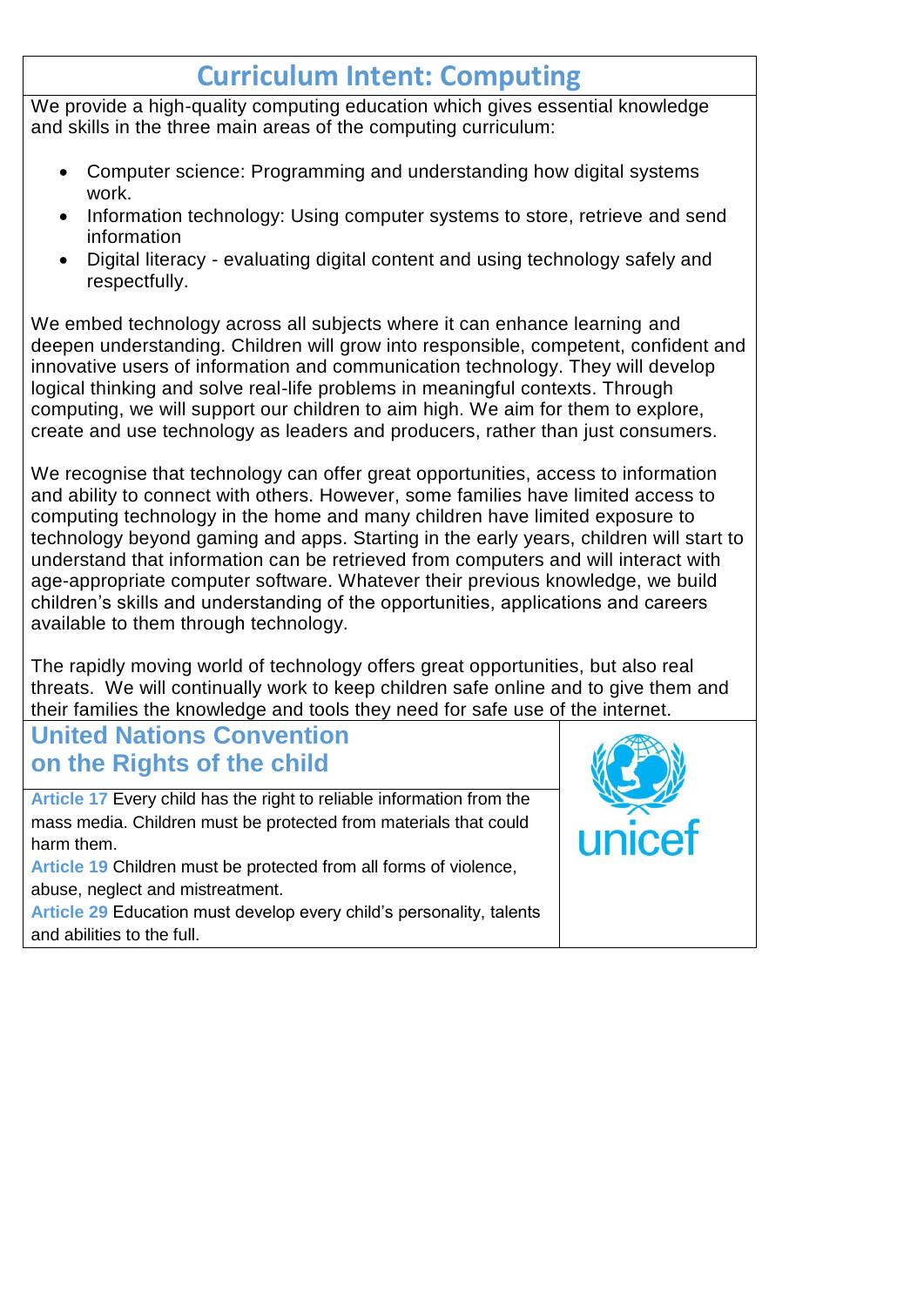# Curriculum Intent: Computing

We provide a high-quality computing education which gives essential knowledge and skills in the three main areas of the computing curriculum:

- Computer science: Programming and understanding how digital systems work.
- Information technology: Using computer systems to store, retrieve and send information
- Digital literacy - evaluating digital content and using technology safely and respectfully.

We embed technology across all subjects where it can enhance learning and deepen understanding. Children will grow into responsible, competent, confident and innovative users of information and communication technology. They will develop logical thinking and solve real-life problems in meaningful contexts. Through computing, we will support our children to aim high. We aim for them to explore, create and use technology as leaders and producers, rather than just consumers.

We recognise that technology can offer great opportunities, access to information and ability to connect with others. However, some families have limited access to computing technology in the home and many children have limited exposure to technology beyond gaming and apps. Starting in the early years, children will start to understand that information can be retrieved from computers and will interact with age-appropriate computer software. Whatever their previous knowledge, we build children's skills and understanding of the opportunities, applications and careers available to them through technology.

The rapidly moving world of technology offers great opportunities, but also real threats. We will continually work to keep children safe online and to give them and their families the knowledge and tools they need for safe use of the internet.

## United Nations Convention on the Rights of the child

**Article 17** Every child has the right to reliable information from the mass media. Children must be protected from materials that could harm them.

**Article 19** Children must be protected from all forms of violence, abuse, neglect and mistreatment.

**Article 29** Education must develop every child's personality, talents and abilities to the full.

unicef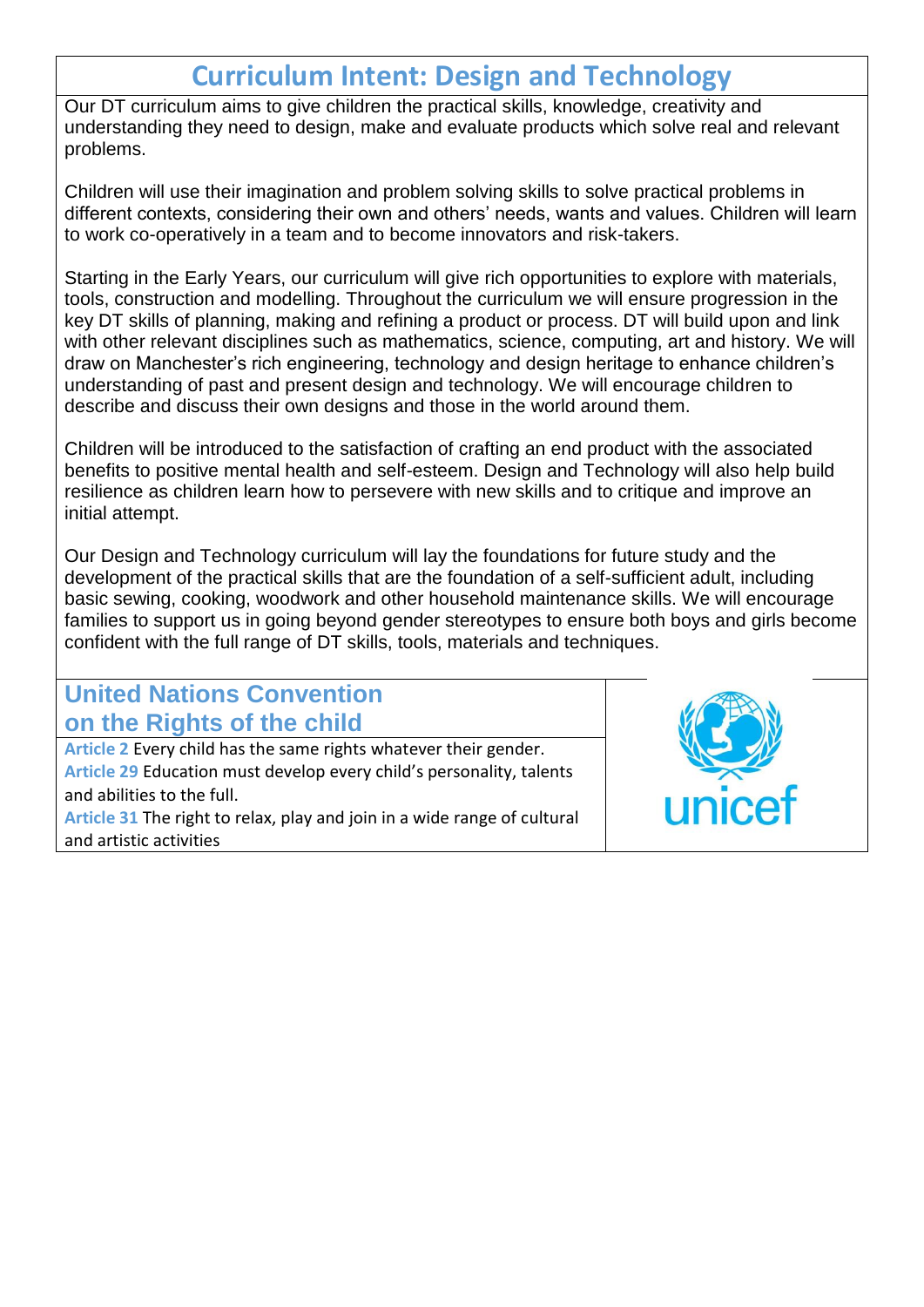# Curriculum Intent: Design and Technology

Our DT curriculum aims to give children the practical skills, knowledge, creativity and understanding they need to design, make and evaluate products which solve real and relevant problems.

Children will use their imagination and problem solving skills to solve practical problems in different contexts, considering their own and others' needs, wants and values. Children will learn to work co-operatively in a team and to become innovators and risk-takers.

Starting in the Early Years, our curriculum will give rich opportunities to explore with materials, tools, construction and modelling. Throughout the curriculum we will ensure progression in the key DT skills of planning, making and refining a product or process. DT will build upon and link with other relevant disciplines such as mathematics, science, computing, art and history. We will draw on Manchester's rich engineering, technology and design heritage to enhance children's understanding of past and present design and technology. We will encourage children to describe and discuss their own designs and those in the world around them.

Children will be introduced to the satisfaction of crafting an end product with the associated benefits to positive mental health and self-esteem. Design and Technology will also help build resilience as children learn how to persevere with new skills and to critique and improve an initial attempt.

Our Design and Technology curriculum will lay the foundations for future study and the development of the practical skills that are the foundation of a self-sufficient adult, including basic sewing, cooking, woodwork and other household maintenance skills. We will encourage families to support us in going beyond gender stereotypes to ensure both boys and girls become confident with the full range of DT skills, tools, materials and techniques.

## United Nations Convention on the Rights of the child

**Article 2** Every child has the same rights whatever their gender.

**Article 29** Education must develop every child's personality, talents and abilities to the full.

**Article 31** The right to relax, play and join in a wide range of cultural and artistic activities

unicef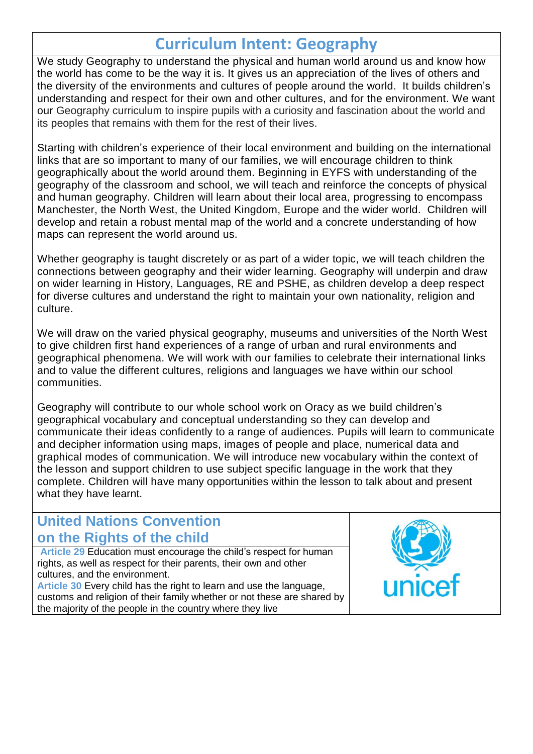# Curriculum Intent: Geography

We study Geography to understand the physical and human world around us and know how the world has come to be the way it is. It gives us an appreciation of the lives of others and the diversity of the environments and cultures of people around the world. It builds children's understanding and respect for their own and other cultures, and for the environment. We want our Geography curriculum to inspire pupils with a curiosity and fascination about the world and its peoples that remains with them for the rest of their lives.

Starting with children's experience of their local environment and building on the international links that are so important to many of our families, we will encourage children to think geographically about the world around them. Beginning in EYFS with understanding of the geography of the classroom and school, we will teach and reinforce the concepts of physical and human geography. Children will learn about their local area, progressing to encompass Manchester, the North West, the United Kingdom, Europe and the wider world. Children will develop and retain a robust mental map of the world and a concrete understanding of how maps can represent the world around us.

Whether geography is taught discretely or as part of a wider topic, we will teach children the connections between geography and their wider learning. Geography will underpin and draw on wider learning in History, Languages, RE and PSHE, as children develop a deep respect for diverse cultures and understand the right to maintain your own nationality, religion and culture.

We will draw on the varied physical geography, museums and universities of the North West to give children first hand experiences of a range of urban and rural environments and geographical phenomena. We will work with our families to celebrate their international links and to value the different cultures, religions and languages we have within our school communities.

Geography will contribute to our whole school work on Oracy as we build children's geographical vocabulary and conceptual understanding so they can develop and communicate their ideas confidently to a range of audiences. Pupils will learn to communicate and decipher information using maps, images of people and place, numerical data and graphical modes of communication. We will introduce new vocabulary within the context of the lesson and support children to use subject specific language in the work that they complete. Children will have many opportunities within the lesson to talk about and present what they have learnt.

## United Nations Convention on the Rights of the child

**Article 29** Education must encourage the child's respect for human rights, as well as respect for their parents, their own and other cultures, and the environment.

**Article 30** Every child has the right to learn and use the language, customs and religion of their family whether or not these are shared by the majority of the people in the country where they live

unicef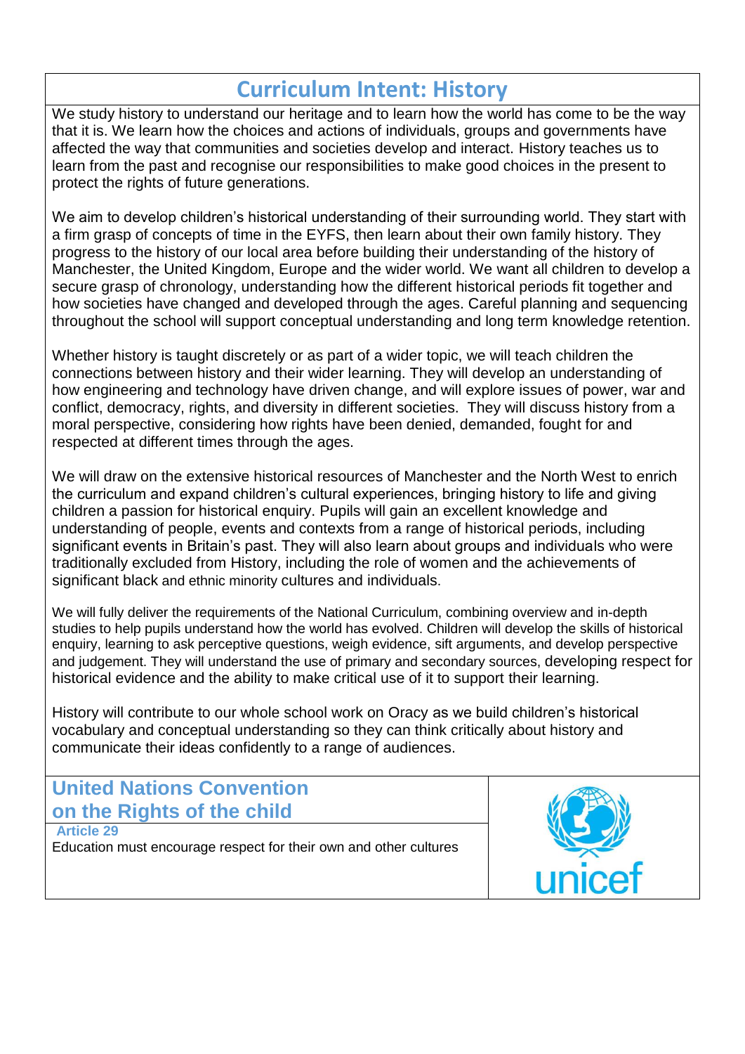# Curriculum Intent: History

We study history to understand our heritage and to learn how the world has come to be the way that it is. We learn how the choices and actions of individuals, groups and governments have affected the way that communities and societies develop and interact. History teaches us to learn from the past and recognise our responsibilities to make good choices in the present to protect the rights of future generations.

We aim to develop children's historical understanding of their surrounding world. They start with a firm grasp of concepts of time in the EYFS, then learn about their own family history. They progress to the history of our local area before building their understanding of the history of Manchester, the United Kingdom, Europe and the wider world. We want all children to develop a secure grasp of chronology, understanding how the different historical periods fit together and how societies have changed and developed through the ages. Careful planning and sequencing throughout the school will support conceptual understanding and long term knowledge retention.

Whether history is taught discretely or as part of a wider topic, we will teach children the connections between history and their wider learning. They will develop an understanding of how engineering and technology have driven change, and will explore issues of power, war and conflict, democracy, rights, and diversity in different societies. They will discuss history from a moral perspective, considering how rights have been denied, demanded, fought for and respected at different times through the ages.

We will draw on the extensive historical resources of Manchester and the North West to enrich the curriculum and expand children's cultural experiences, bringing history to life and giving children a passion for historical enquiry. Pupils will gain an excellent knowledge and understanding of people, events and contexts from a range of historical periods, including significant events in Britain's past. They will also learn about groups and individuals who were traditionally excluded from History, including the role of women and the achievements of significant black and ethnic minority cultures and individuals.

We will fully deliver the requirements of the National Curriculum, combining overview and in-depth studies to help pupils understand how the world has evolved. Children will develop the skills of historical enquiry, learning to ask perceptive questions, weigh evidence, sift arguments, and develop perspective and judgement. They will understand the use of primary and secondary sources, developing respect for historical evidence and the ability to make critical use of it to support their learning.

History will contribute to our whole school work on Oracy as we build children's historical vocabulary and conceptual understanding so they can think critically about history and communicate their ideas confidently to a range of audiences.

## United Nations Convention on the Rights of the child

**Article 29**

Education must encourage respect for their own and other cultures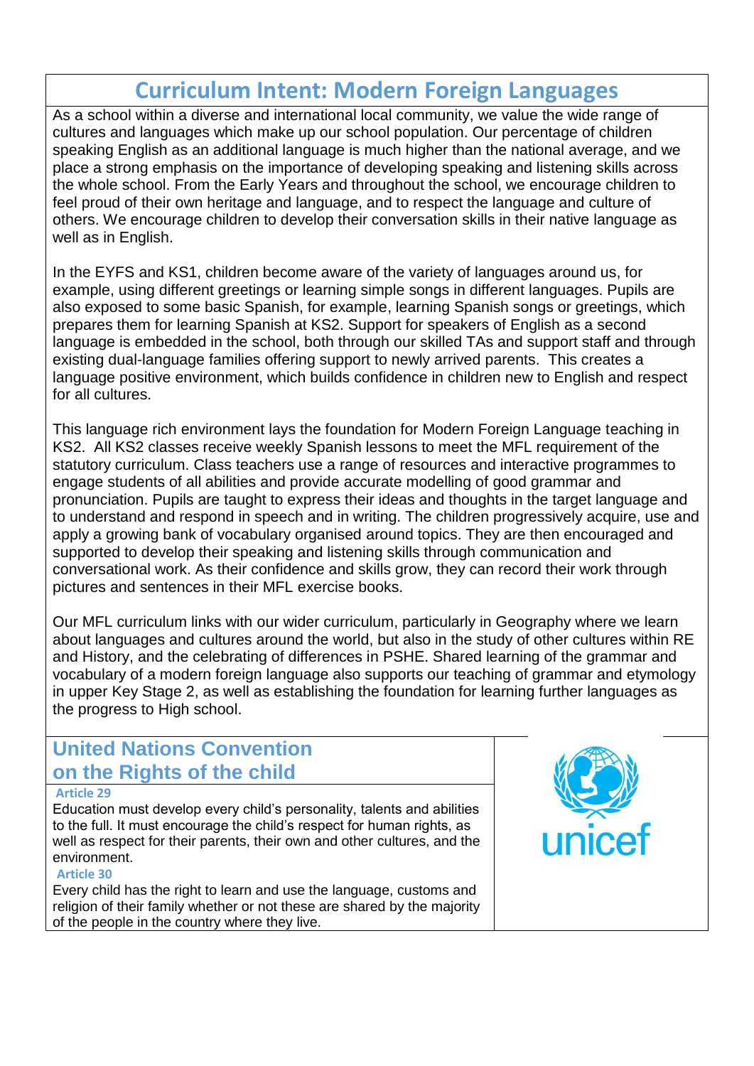# Curriculum Intent: Modern Foreign Languages

As a school within a diverse and international local community, we value the wide range of cultures and languages which make up our school population. Our percentage of children speaking English as an additional language is much higher than the national average, and we place a strong emphasis on the importance of developing speaking and listening skills across the whole school. From the Early Years and throughout the school, we encourage children to feel proud of their own heritage and language, and to respect the language and culture of others. We encourage children to develop their conversation skills in their native language as well as in English.

In the EYFS and KS1, children become aware of the variety of languages around us, for example, using different greetings or learning simple songs in different languages. Pupils are also exposed to some basic Spanish, for example, learning Spanish songs or greetings, which prepares them for learning Spanish at KS2. Support for speakers of English as a second language is embedded in the school, both through our skilled TAs and support staff and through existing dual-language families offering support to newly arrived parents. This creates a language positive environment, which builds confidence in children new to English and respect for all cultures.

This language rich environment lays the foundation for Modern Foreign Language teaching in KS2. All KS2 classes receive weekly Spanish lessons to meet the MFL requirement of the statutory curriculum. Class teachers use a range of resources and interactive programmes to engage students of all abilities and provide accurate modelling of good grammar and pronunciation. Pupils are taught to express their ideas and thoughts in the target language and to understand and respond in speech and in writing. The children progressively acquire, use and apply a growing bank of vocabulary organised around topics. They are then encouraged and supported to develop their speaking and listening skills through communication and conversational work. As their confidence and skills grow, they can record their work through pictures and sentences in their MFL exercise books.

Our MFL curriculum links with our wider curriculum, particularly in Geography where we learn about languages and cultures around the world, but also in the study of other cultures within RE and History, and the celebrating of differences in PSHE. Shared learning of the grammar and vocabulary of a modern foreign language also supports our teaching of grammar and etymology in upper Key Stage 2, as well as establishing the foundation for learning further languages as the progress to High school.

## United Nations Convention on the Rights of the child

**Article 29**

Education must develop every child's personality, talents and abilities to the full. It must encourage the child's respect for human rights, as well as respect for their parents, their own and other cultures, and the environment.

**Article 30**

Every child has the right to learn and use the language, customs and religion of their family whether or not these are shared by the majority of the people in the country where they live.

unicef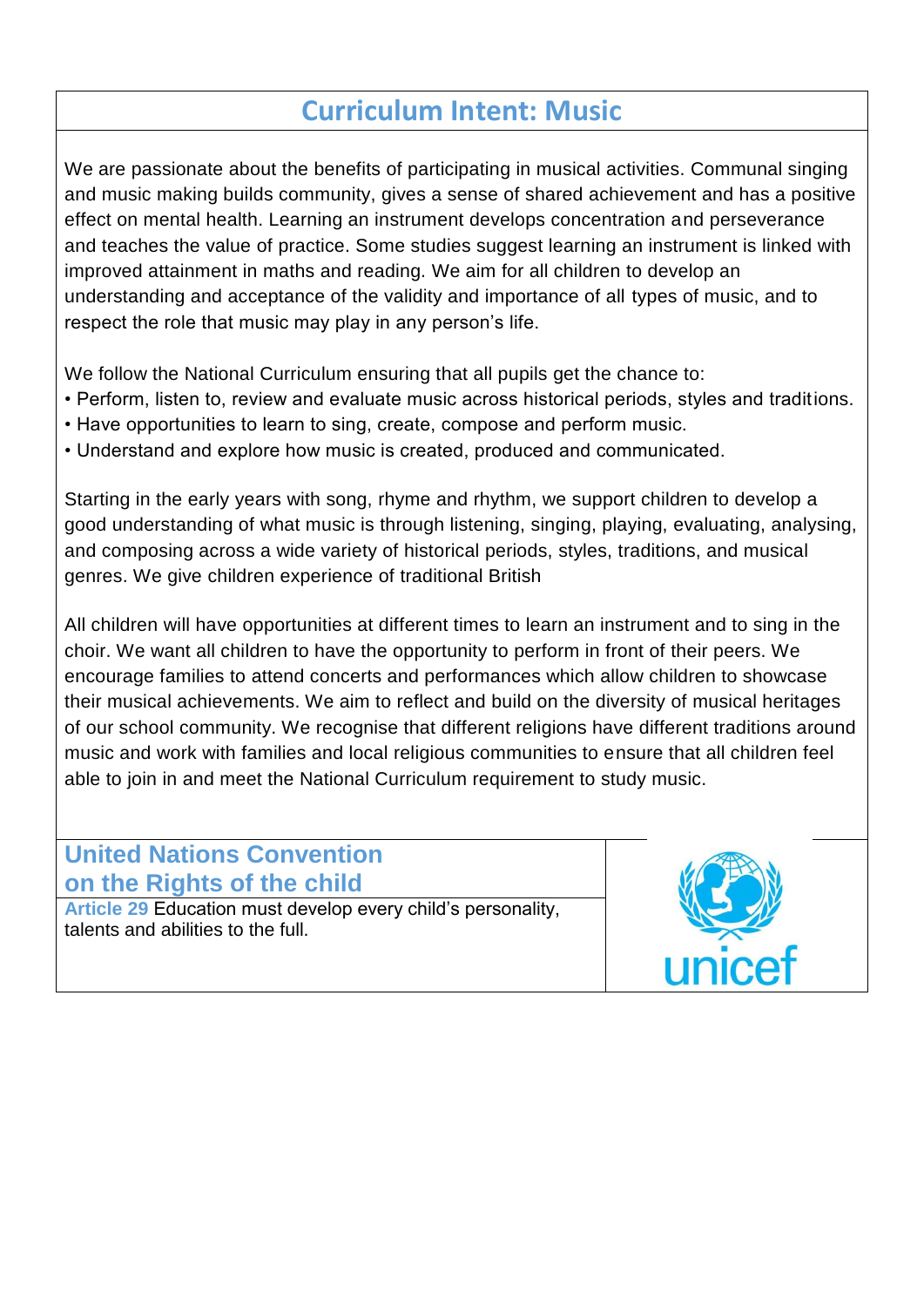# Curriculum Intent: Music

We are passionate about the benefits of participating in musical activities. Communal singing and music making builds community, gives a sense of shared achievement and has a positive effect on mental health. Learning an instrument develops concentration and perseverance and teaches the value of practice. Some studies suggest learning an instrument is linked with improved attainment in maths and reading. We aim for all children to develop an understanding and acceptance of the validity and importance of all types of music, and to respect the role that music may play in any person's life.

We follow the National Curriculum ensuring that all pupils get the chance to:

- Perform, listen to, review and evaluate music across historical periods, styles and traditions.
- Have opportunities to learn to sing, create, compose and perform music.
- Understand and explore how music is created, produced and communicated.

Starting in the early years with song, rhyme and rhythm, we support children to develop a good understanding of what music is through listening, singing, playing, evaluating, analysing, and composing across a wide variety of historical periods, styles, traditions, and musical genres. We give children experience of traditional British

All children will have opportunities at different times to learn an instrument and to sing in the choir. We want all children to have the opportunity to perform in front of their peers. We encourage families to attend concerts and performances which allow children to showcase their musical achievements. We aim to reflect and build on the diversity of musical heritages of our school community. We recognise that different religions have different traditions around music and work with families and local religious communities to ensure that all children feel able to join in and meet the National Curriculum requirement to study music.

## United Nations Convention on the Rights of the child

**Article 29** Education must develop every child's personality, talents and abilities to the full.

unicef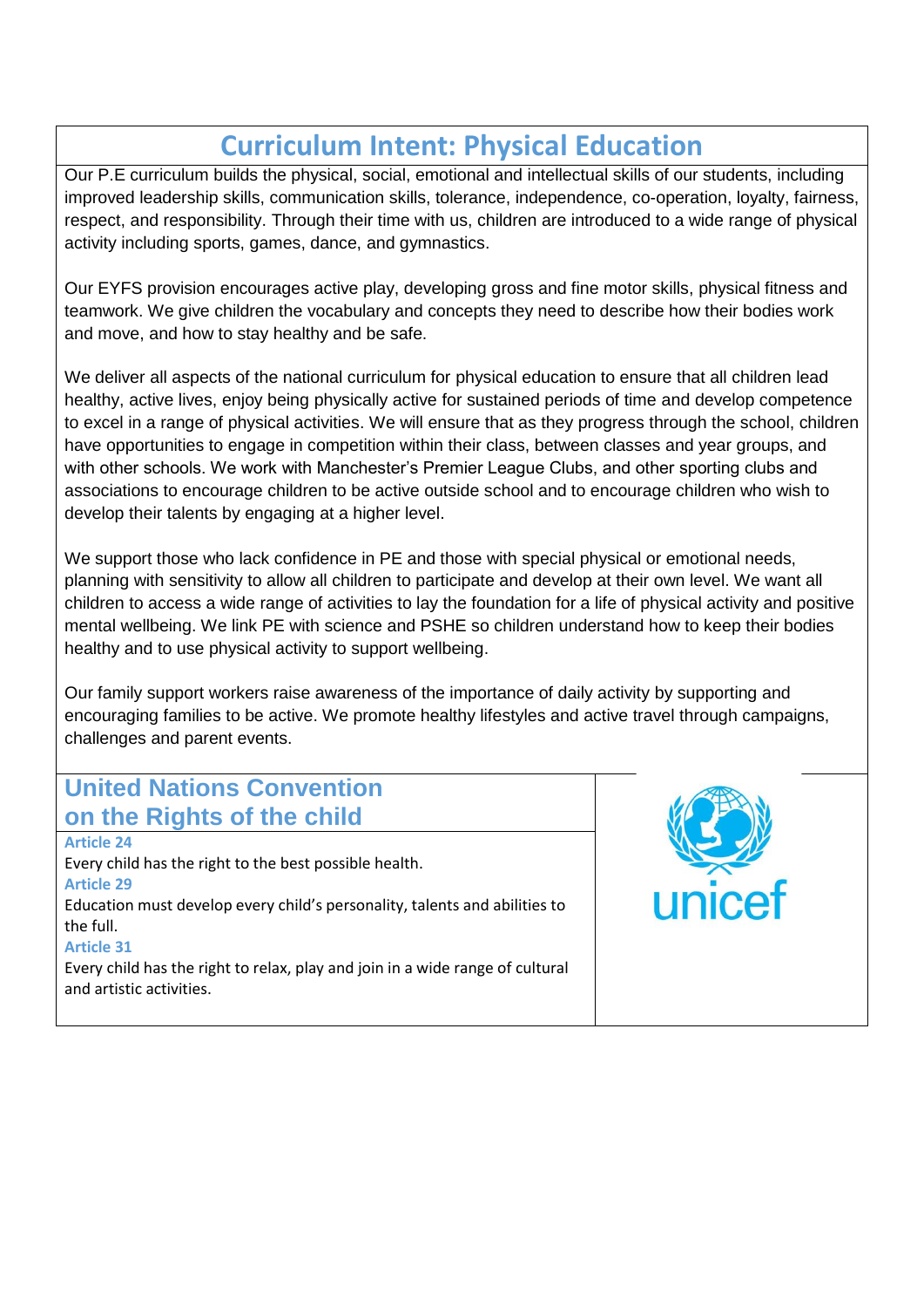# Curriculum Intent: Physical Education

Our P.E curriculum builds the physical, social, emotional and intellectual skills of our students, including improved leadership skills, communication skills, tolerance, independence, co-operation, loyalty, fairness, respect, and responsibility. Through their time with us, children are introduced to a wide range of physical activity including sports, games, dance, and gymnastics.

Our EYFS provision encourages active play, developing gross and fine motor skills, physical fitness and teamwork. We give children the vocabulary and concepts they need to describe how their bodies work and move, and how to stay healthy and be safe.

We deliver all aspects of the national curriculum for physical education to ensure that all children lead healthy, active lives, enjoy being physically active for sustained periods of time and develop competence to excel in a range of physical activities. We will ensure that as they progress through the school, children have opportunities to engage in competition within their class, between classes and year groups, and with other schools. We work with Manchester's Premier League Clubs, and other sporting clubs and associations to encourage children to be active outside school and to encourage children who wish to develop their talents by engaging at a higher level.

We support those who lack confidence in PE and those with special physical or emotional needs, planning with sensitivity to allow all children to participate and develop at their own level. We want all children to access a wide range of activities to lay the foundation for a life of physical activity and positive mental wellbeing. We link PE with science and PSHE so children understand how to keep their bodies healthy and to use physical activity to support wellbeing.

Our family support workers raise awareness of the importance of daily activity by supporting and encouraging families to be active. We promote healthy lifestyles and active travel through campaigns, challenges and parent events.

## United Nations Convention on the Rights of the child

**Article 24**

Every child has the right to the best possible health.

**Article 29**

Education must develop every child's personality, talents and abilities to the full.

**Article 31**

Every child has the right to relax, play and join in a wide range of cultural and artistic activities.

unicef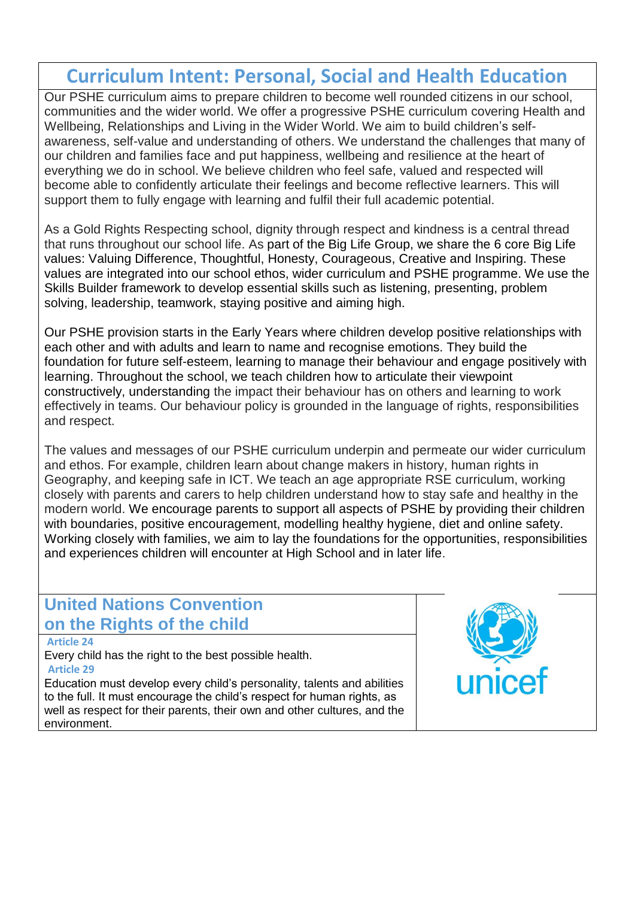# Curriculum Intent: Personal, Social and Health Education

Our PSHE curriculum aims to prepare children to become well rounded citizens in our school, communities and the wider world. We offer a progressive PSHE curriculum covering Health and Wellbeing, Relationships and Living in the Wider World. We aim to build children's self-awareness, self-value and understanding of others. We understand the challenges that many of our children and families face and put happiness, wellbeing and resilience at the heart of everything we do in school. We believe children who feel safe, valued and respected will become able to confidently articulate their feelings and become reflective learners. This will support them to fully engage with learning and fulfil their full academic potential.

As a Gold Rights Respecting school, dignity through respect and kindness is a central thread that runs throughout our school life. As part of the Big Life Group, we share the 6 core Big Life values: Valuing Difference, Thoughtful, Honesty, Courageous, Creative and Inspiring. These values are integrated into our school ethos, wider curriculum and PSHE programme. We use the Skills Builder framework to develop essential skills such as listening, presenting, problem solving, leadership, teamwork, staying positive and aiming high.

Our PSHE provision starts in the Early Years where children develop positive relationships with each other and with adults and learn to name and recognise emotions. They build the foundation for future self-esteem, learning to manage their behaviour and engage positively with learning. Throughout the school, we teach children how to articulate their viewpoint constructively, understanding the impact their behaviour has on others and learning to work effectively in teams. Our behaviour policy is grounded in the language of rights, responsibilities and respect.

The values and messages of our PSHE curriculum underpin and permeate our wider curriculum and ethos. For example, children learn about change makers in history, human rights in Geography, and keeping safe in ICT. We teach an age appropriate RSE curriculum, working closely with parents and carers to help children understand how to stay safe and healthy in the modern world. We encourage parents to support all aspects of PSHE by providing their children with boundaries, positive encouragement, modelling healthy hygiene, diet and online safety. Working closely with families, we aim to lay the foundations for the opportunities, responsibilities and experiences children will encounter at High School and in later life.

## United Nations Convention on the Rights of the child

**Article 24**

Every child has the right to the best possible health.

**Article 29**

Education must develop every child's personality, talents and abilities to the full. It must encourage the child's respect for human rights, as well as respect for their parents, their own and other cultures, and the environment.

unicef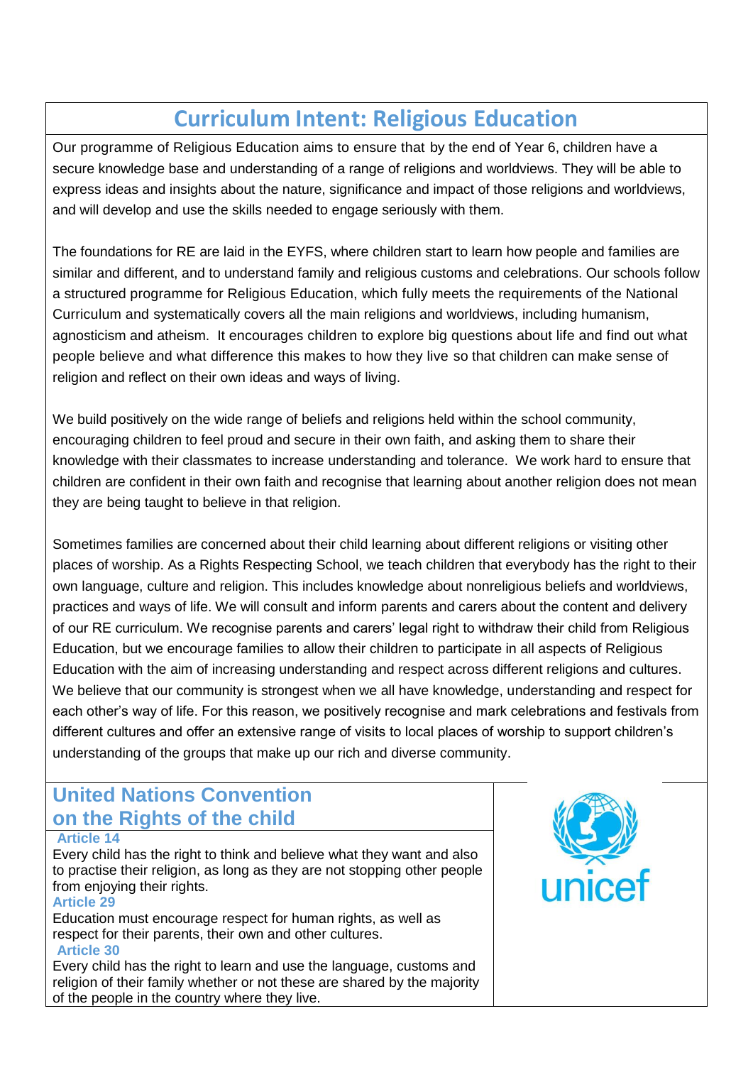# Curriculum Intent: Religious Education

Our programme of Religious Education aims to ensure that by the end of Year 6, children have a secure knowledge base and understanding of a range of religions and worldviews. They will be able to express ideas and insights about the nature, significance and impact of those religions and worldviews, and will develop and use the skills needed to engage seriously with them.

The foundations for RE are laid in the EYFS, where children start to learn how people and families are similar and different, and to understand family and religious customs and celebrations. Our schools follow a structured programme for Religious Education, which fully meets the requirements of the National Curriculum and systematically covers all the main religions and worldviews, including humanism, agnosticism and atheism. It encourages children to explore big questions about life and find out what people believe and what difference this makes to how they live so that children can make sense of religion and reflect on their own ideas and ways of living.

We build positively on the wide range of beliefs and religions held within the school community, encouraging children to feel proud and secure in their own faith, and asking them to share their knowledge with their classmates to increase understanding and tolerance. We work hard to ensure that children are confident in their own faith and recognise that learning about another religion does not mean they are being taught to believe in that religion.

Sometimes families are concerned about their child learning about different religions or visiting other places of worship. As a Rights Respecting School, we teach children that everybody has the right to their own language, culture and religion. This includes knowledge about nonreligious beliefs and worldviews, practices and ways of life. We will consult and inform parents and carers about the content and delivery of our RE curriculum. We recognise parents and carers' legal right to withdraw their child from Religious Education, but we encourage families to allow their children to participate in all aspects of Religious Education with the aim of increasing understanding and respect across different religions and cultures. We believe that our community is strongest when we all have knowledge, understanding and respect for each other's way of life. For this reason, we positively recognise and mark celebrations and festivals from different cultures and offer an extensive range of visits to local places of worship to support children's understanding of the groups that make up our rich and diverse community.

## United Nations Convention on the Rights of the child

**Article 14**

Every child has the right to think and believe what they want and also to practise their religion, as long as they are not stopping other people from enjoying their rights.

**Article 29**

Education must encourage respect for human rights, as well as respect for their parents, their own and other cultures.

**Article 30**

Every child has the right to learn and use the language, customs and religion of their family whether or not these are shared by the majority of the people in the country where they live.

unicef